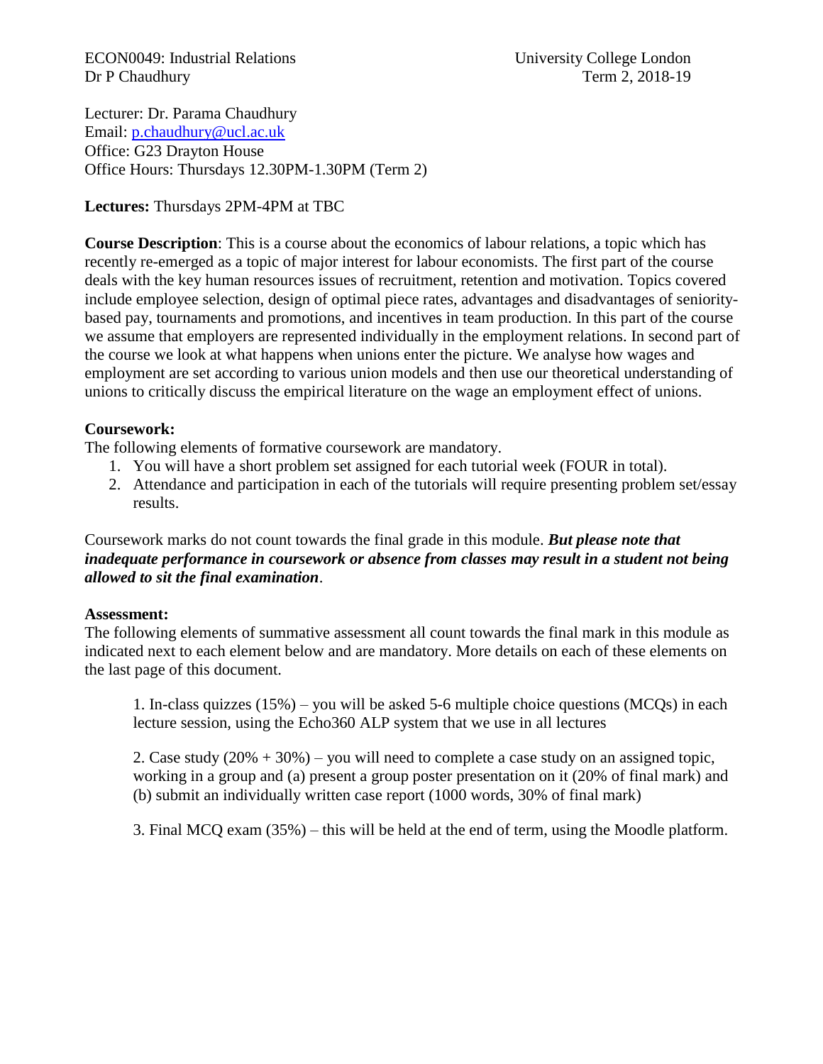ECON0049: Industrial Relations
Dr P Chaudhury

University College London
Term 2, 2018-19

Lecturer: Dr. Parama Chaudhury
Email: p.chaudhury@ucl.ac.uk
Office: G23 Drayton House
Office Hours: Thursdays 12.30PM-1.30PM (Term 2)

**Lectures:** Thursdays 2PM-4PM at TBC

**Course Description**: This is a course about the economics of labour relations, a topic which has recently re-emerged as a topic of major interest for labour economists. The first part of the course deals with the key human resources issues of recruitment, retention and motivation. Topics covered include employee selection, design of optimal piece rates, advantages and disadvantages of seniority-based pay, tournaments and promotions, and incentives in team production. In this part of the course we assume that employers are represented individually in the employment relations. In second part of the course we look at what happens when unions enter the picture. We analyse how wages and employment are set according to various union models and then use our theoretical understanding of unions to critically discuss the empirical literature on the wage an employment effect of unions.

**Coursework:**

The following elements of formative coursework are mandatory.

1. You will have a short problem set assigned for each tutorial week (FOUR in total).
2. Attendance and participation in each of the tutorials will require presenting problem set/essay results.

Coursework marks do not count towards the final grade in this module. ***But please note that inadequate performance in coursework or absence from classes may result in a student not being allowed to sit the final examination***.

**Assessment:**

The following elements of summative assessment all count towards the final mark in this module as indicated next to each element below and are mandatory. More details on each of these elements on the last page of this document.

1. In-class quizzes (15%) – you will be asked 5-6 multiple choice questions (MCQs) in each lecture session, using the Echo360 ALP system that we use in all lectures

2. Case study (20% + 30%) – you will need to complete a case study on an assigned topic, working in a group and (a) present a group poster presentation on it (20% of final mark) and (b) submit an individually written case report (1000 words, 30% of final mark)

3. Final MCQ exam (35%) – this will be held at the end of term, using the Moodle platform.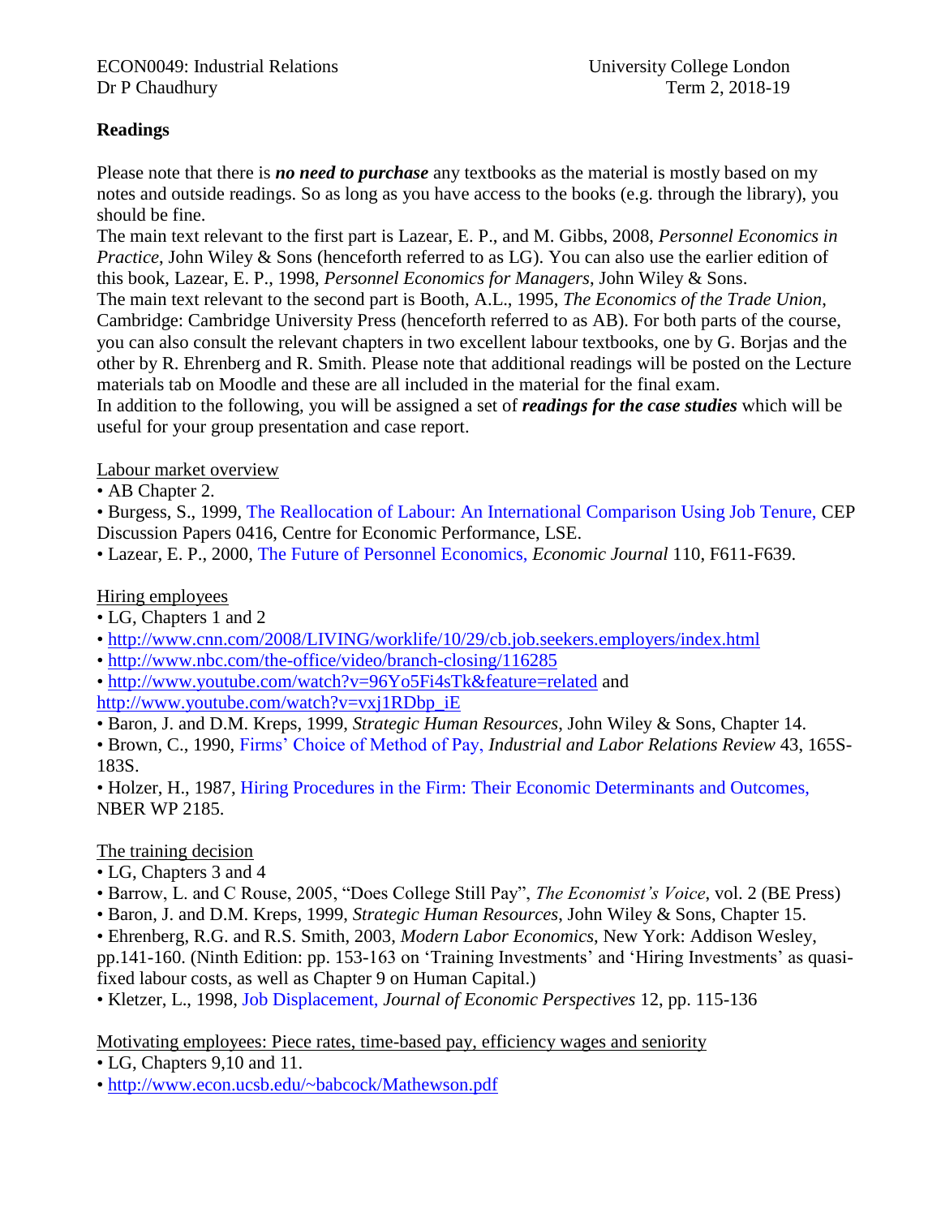ECON0049: Industrial Relations
Dr P Chaudhury

University College London
Term 2, 2018-19

**Readings**

Please note that there is ***no need to purchase*** any textbooks as the material is mostly based on my notes and outside readings. So as long as you have access to the books (e.g. through the library), you should be fine.

The main text relevant to the first part is Lazear, E. P., and M. Gibbs, 2008, *Personnel Economics in Practice*, John Wiley & Sons (henceforth referred to as LG). You can also use the earlier edition of this book, Lazear, E. P., 1998, *Personnel Economics for Managers*, John Wiley & Sons.

The main text relevant to the second part is Booth, A.L., 1995, *The Economics of the Trade Union*, Cambridge: Cambridge University Press (henceforth referred to as AB). For both parts of the course, you can also consult the relevant chapters in two excellent labour textbooks, one by G. Borjas and the other by R. Ehrenberg and R. Smith. Please note that additional readings will be posted on the Lecture materials tab on Moodle and these are all included in the material for the final exam.

In addition to the following, you will be assigned a set of ***readings for the case studies*** which will be useful for your group presentation and case report.

Labour market overview

- AB Chapter 2.
- Burgess, S., 1999, The Reallocation of Labour: An International Comparison Using Job Tenure, CEP Discussion Papers 0416, Centre for Economic Performance, LSE.
- Lazear, E. P., 2000, The Future of Personnel Economics, *Economic Journal* 110, F611-F639.

Hiring employees

- LG, Chapters 1 and 2
- http://www.cnn.com/2008/LIVING/worklife/10/29/cb.job.seekers.employers/index.html
- http://www.nbc.com/the-office/video/branch-closing/116285
- http://www.youtube.com/watch?v=96Yo5Fi4sTk&feature=related and http://www.youtube.com/watch?v=vxj1RDbp_iE
- Baron, J. and D.M. Kreps, 1999, *Strategic Human Resources*, John Wiley & Sons, Chapter 14.
- Brown, C., 1990, Firms' Choice of Method of Pay, *Industrial and Labor Relations Review* 43, 165S-183S.
- Holzer, H., 1987, Hiring Procedures in the Firm: Their Economic Determinants and Outcomes, NBER WP 2185.

The training decision

- LG, Chapters 3 and 4
- Barrow, L. and C Rouse, 2005, "Does College Still Pay", *The Economist's Voice*, vol. 2 (BE Press)
- Baron, J. and D.M. Kreps, 1999, *Strategic Human Resources*, John Wiley & Sons, Chapter 15.
- Ehrenberg, R.G. and R.S. Smith, 2003, *Modern Labor Economics*, New York: Addison Wesley, pp.141-160. (Ninth Edition: pp. 153-163 on 'Training Investments' and 'Hiring Investments' as quasi-fixed labour costs, as well as Chapter 9 on Human Capital.)
- Kletzer, L., 1998, Job Displacement, *Journal of Economic Perspectives* 12, pp. 115-136

Motivating employees: Piece rates, time-based pay, efficiency wages and seniority

- LG, Chapters 9,10 and 11.
- http://www.econ.ucsb.edu/~babcock/Mathewson.pdf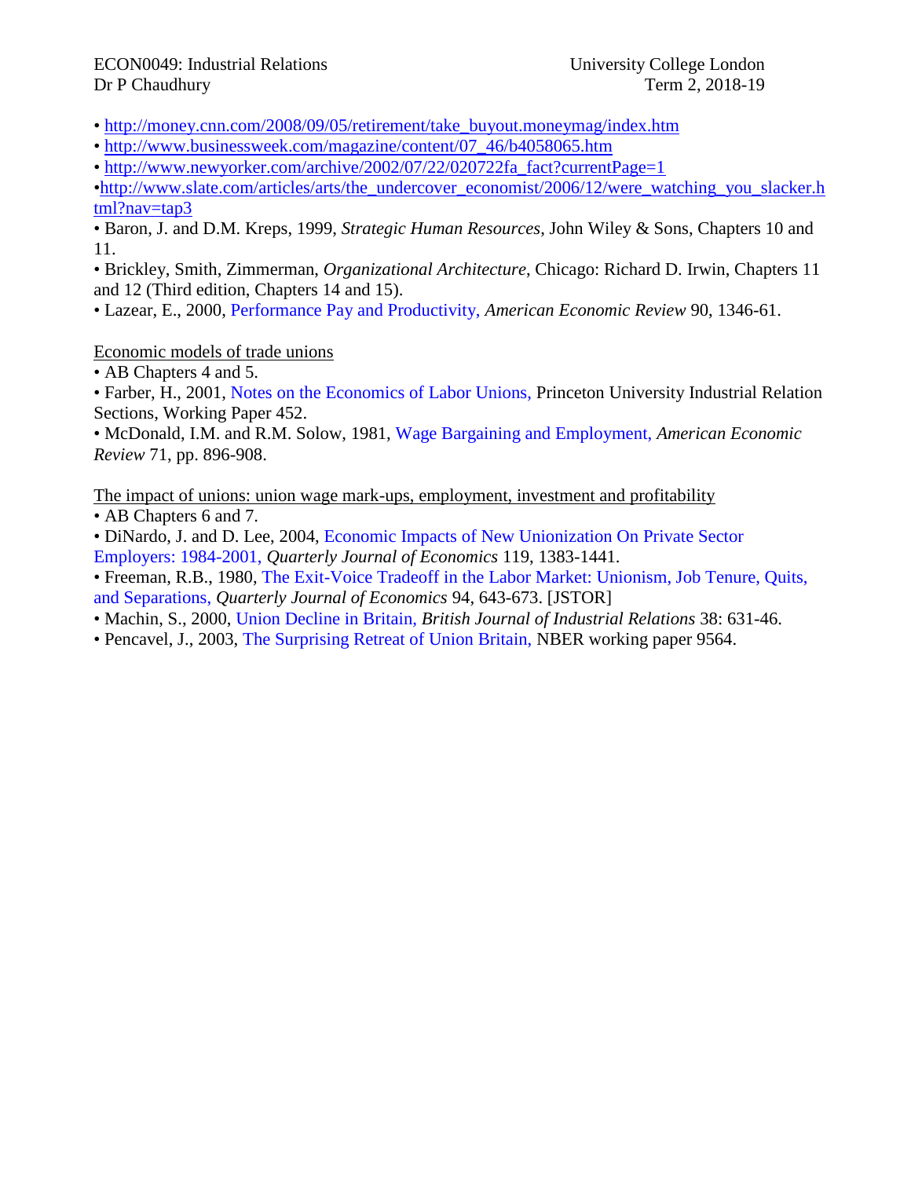- http://money.cnn.com/2008/09/05/retirement/take_buyout.moneymag/index.htm
- http://www.businessweek.com/magazine/content/07_46/b4058065.htm
- http://www.newyorker.com/archive/2002/07/22/020722fa_fact?currentPage=1
- http://www.slate.com/articles/arts/the_undercover_economist/2006/12/were_watching_you_slacker.html?nav=tap3
- Baron, J. and D.M. Kreps, 1999, *Strategic Human Resources*, John Wiley & Sons, Chapters 10 and 11.
- Brickley, Smith, Zimmerman, *Organizational Architecture*, Chicago: Richard D. Irwin, Chapters 11 and 12 (Third edition, Chapters 14 and 15).
- Lazear, E., 2000, Performance Pay and Productivity, *American Economic Review* 90, 1346-61.

<u>Economic models of trade unions</u>

- AB Chapters 4 and 5.
- Farber, H., 2001, Notes on the Economics of Labor Unions, Princeton University Industrial Relation Sections, Working Paper 452.
- McDonald, I.M. and R.M. Solow, 1981, Wage Bargaining and Employment, *American Economic Review* 71, pp. 896-908.

<u>The impact of unions: union wage mark-ups, employment, investment and profitability</u>

- AB Chapters 6 and 7.
- DiNardo, J. and D. Lee, 2004, Economic Impacts of New Unionization On Private Sector Employers: 1984-2001, *Quarterly Journal of Economics* 119, 1383-1441.
- Freeman, R.B., 1980, The Exit-Voice Tradeoff in the Labor Market: Unionism, Job Tenure, Quits, and Separations, *Quarterly Journal of Economics* 94, 643-673. [JSTOR]
- Machin, S., 2000, Union Decline in Britain, *British Journal of Industrial Relations* 38: 631-46.
- Pencavel, J., 2003, The Surprising Retreat of Union Britain, NBER working paper 9564.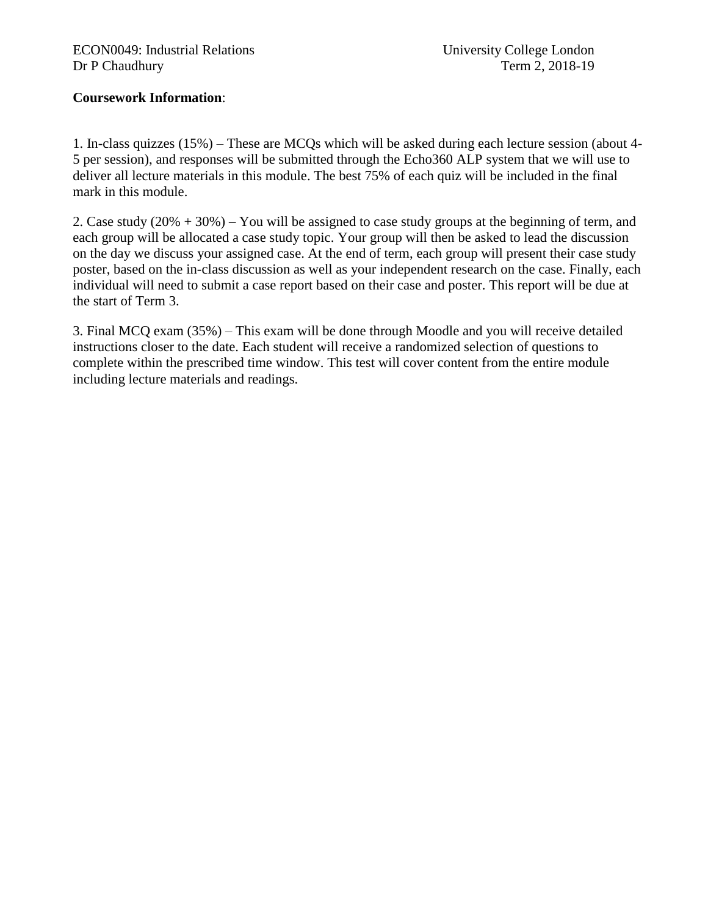**Coursework Information**:

1. In-class quizzes (15%) – These are MCQs which will be asked during each lecture session (about 4-5 per session), and responses will be submitted through the Echo360 ALP system that we will use to deliver all lecture materials in this module. The best 75% of each quiz will be included in the final mark in this module.

2. Case study (20% + 30%) – You will be assigned to case study groups at the beginning of term, and each group will be allocated a case study topic. Your group will then be asked to lead the discussion on the day we discuss your assigned case. At the end of term, each group will present their case study poster, based on the in-class discussion as well as your independent research on the case. Finally, each individual will need to submit a case report based on their case and poster. This report will be due at the start of Term 3.

3. Final MCQ exam (35%) – This exam will be done through Moodle and you will receive detailed instructions closer to the date. Each student will receive a randomized selection of questions to complete within the prescribed time window. This test will cover content from the entire module including lecture materials and readings.